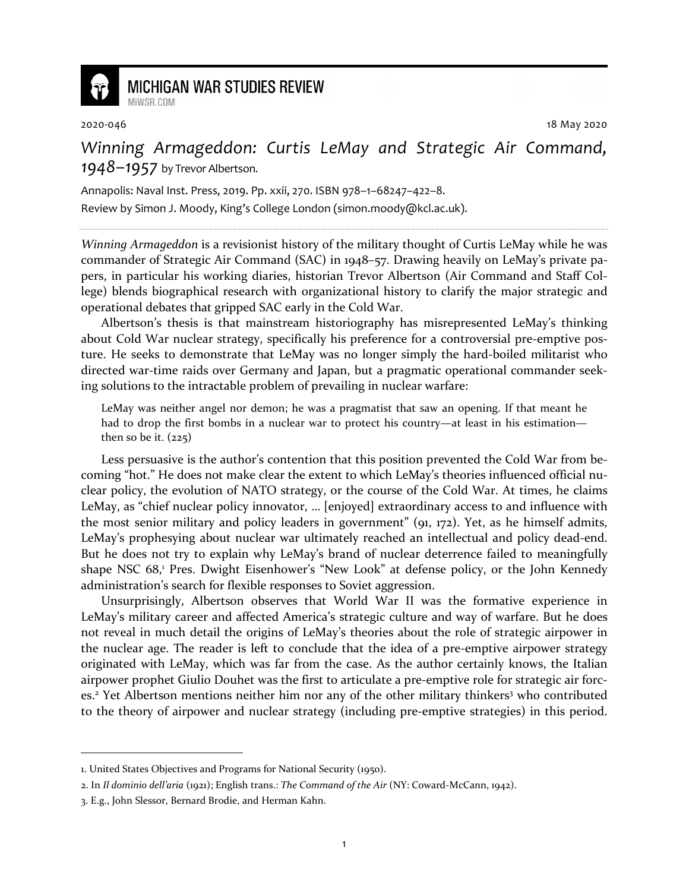2020-046

18 May 2020

# *Winning Armageddon: Curtis LeMay and Strategic Air Command, 1948–1957* by Trevor Albertson.

Annapolis: Naval Inst. Press, 2019. Pp. xxii, 270. ISBN 978–1–68247–422–8.

Review by Simon J. Moody, King's College London (simon.moody@kcl.ac.uk).

---

*Winning Armageddon* is a revisionist history of the military thought of Curtis LeMay while he was commander of Strategic Air Command (SAC) in 1948–57. Drawing heavily on LeMay's private papers, in particular his working diaries, historian Trevor Albertson (Air Command and Staff College) blends biographical research with organizational history to clarify the major strategic and operational debates that gripped SAC early in the Cold War.

Albertson's thesis is that mainstream historiography has misrepresented LeMay's thinking about Cold War nuclear strategy, specifically his preference for a controversial pre-emptive posture. He seeks to demonstrate that LeMay was no longer simply the hard-boiled militarist who directed war-time raids over Germany and Japan, but a pragmatic operational commander seeking solutions to the intractable problem of prevailing in nuclear warfare:

> LeMay was neither angel nor demon; he was a pragmatist that saw an opening. If that meant he had to drop the first bombs in a nuclear war to protect his country—at least in his estimation—then so be it. (225)

Less persuasive is the author's contention that this position prevented the Cold War from becoming "hot." He does not make clear the extent to which LeMay's theories influenced official nuclear policy, the evolution of NATO strategy, or the course of the Cold War. At times, he claims LeMay, as "chief nuclear policy innovator, … [enjoyed] extraordinary access to and influence with the most senior military and policy leaders in government" (91, 172). Yet, as he himself admits, LeMay's prophesying about nuclear war ultimately reached an intellectual and policy dead-end. But he does not try to explain why LeMay's brand of nuclear deterrence failed to meaningfully shape NSC 68,[1] Pres. Dwight Eisenhower's "New Look" at defense policy, or the John Kennedy administration's search for flexible responses to Soviet aggression.

Unsurprisingly, Albertson observes that World War II was the formative experience in LeMay's military career and affected America's strategic culture and way of warfare. But he does not reveal in much detail the origins of LeMay's theories about the role of strategic airpower in the nuclear age. The reader is left to conclude that the idea of a pre-emptive airpower strategy originated with LeMay, which was far from the case. As the author certainly knows, the Italian airpower prophet Giulio Douhet was the first to articulate a pre-emptive role for strategic air forces.[2] Yet Albertson mentions neither him nor any of the other military thinkers[3] who contributed to the theory of airpower and nuclear strategy (including pre-emptive strategies) in this period.

---

1. United States Objectives and Programs for National Security (1950).
2. In *Il dominio dell'aria* (1921); English trans.: *The Command of the Air* (NY: Coward-McCann, 1942).
3. E.g., John Slessor, Bernard Brodie, and Herman Kahn.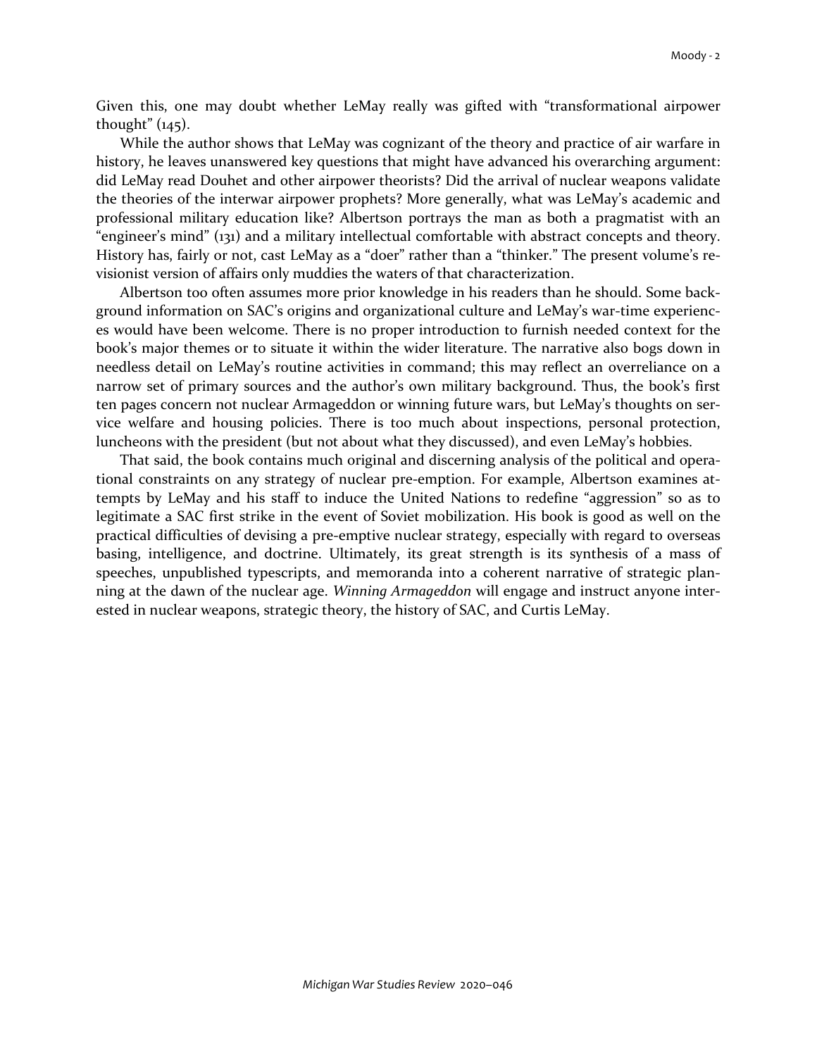Given this, one may doubt whether LeMay really was gifted with "transformational airpower thought" (145).

While the author shows that LeMay was cognizant of the theory and practice of air warfare in history, he leaves unanswered key questions that might have advanced his overarching argument: did LeMay read Douhet and other airpower theorists? Did the arrival of nuclear weapons validate the theories of the interwar airpower prophets? More generally, what was LeMay's academic and professional military education like? Albertson portrays the man as both a pragmatist with an "engineer's mind" (131) and a military intellectual comfortable with abstract concepts and theory. History has, fairly or not, cast LeMay as a "doer" rather than a "thinker." The present volume's revisionist version of affairs only muddies the waters of that characterization.

Albertson too often assumes more prior knowledge in his readers than he should. Some background information on SAC's origins and organizational culture and LeMay's war-time experiences would have been welcome. There is no proper introduction to furnish needed context for the book's major themes or to situate it within the wider literature. The narrative also bogs down in needless detail on LeMay's routine activities in command; this may reflect an overreliance on a narrow set of primary sources and the author's own military background. Thus, the book's first ten pages concern not nuclear Armageddon or winning future wars, but LeMay's thoughts on service welfare and housing policies. There is too much about inspections, personal protection, luncheons with the president (but not about what they discussed), and even LeMay's hobbies.

That said, the book contains much original and discerning analysis of the political and operational constraints on any strategy of nuclear pre-emption. For example, Albertson examines attempts by LeMay and his staff to induce the United Nations to redefine "aggression" so as to legitimate a SAC first strike in the event of Soviet mobilization. His book is good as well on the practical difficulties of devising a pre-emptive nuclear strategy, especially with regard to overseas basing, intelligence, and doctrine. Ultimately, its great strength is its synthesis of a mass of speeches, unpublished typescripts, and memoranda into a coherent narrative of strategic planning at the dawn of the nuclear age. *Winning Armageddon* will engage and instruct anyone interested in nuclear weapons, strategic theory, the history of SAC, and Curtis LeMay.